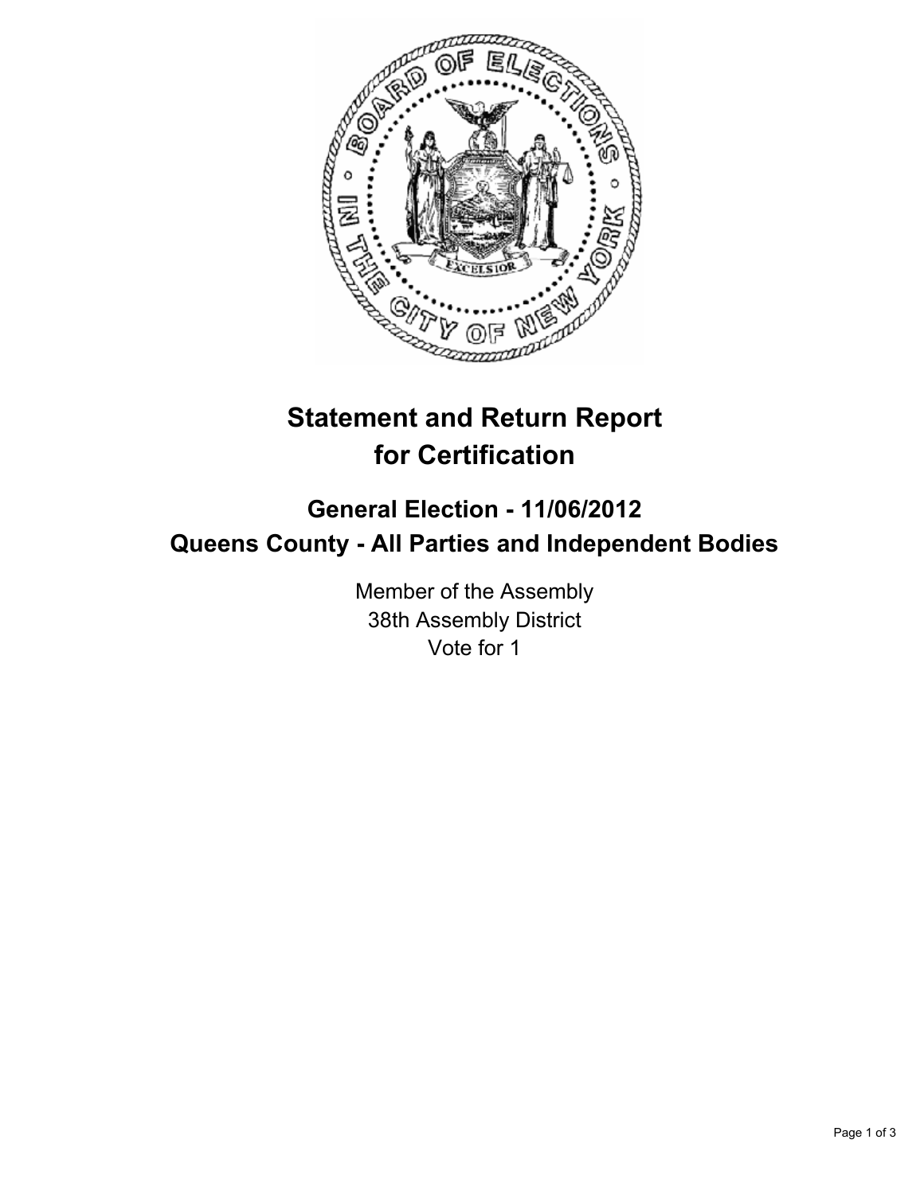# Statement and Return Report for Certification

## General Election - 11/06/2012
## Queens County - All Parties and Independent Bodies

Member of the Assembly
38th Assembly District
Vote for 1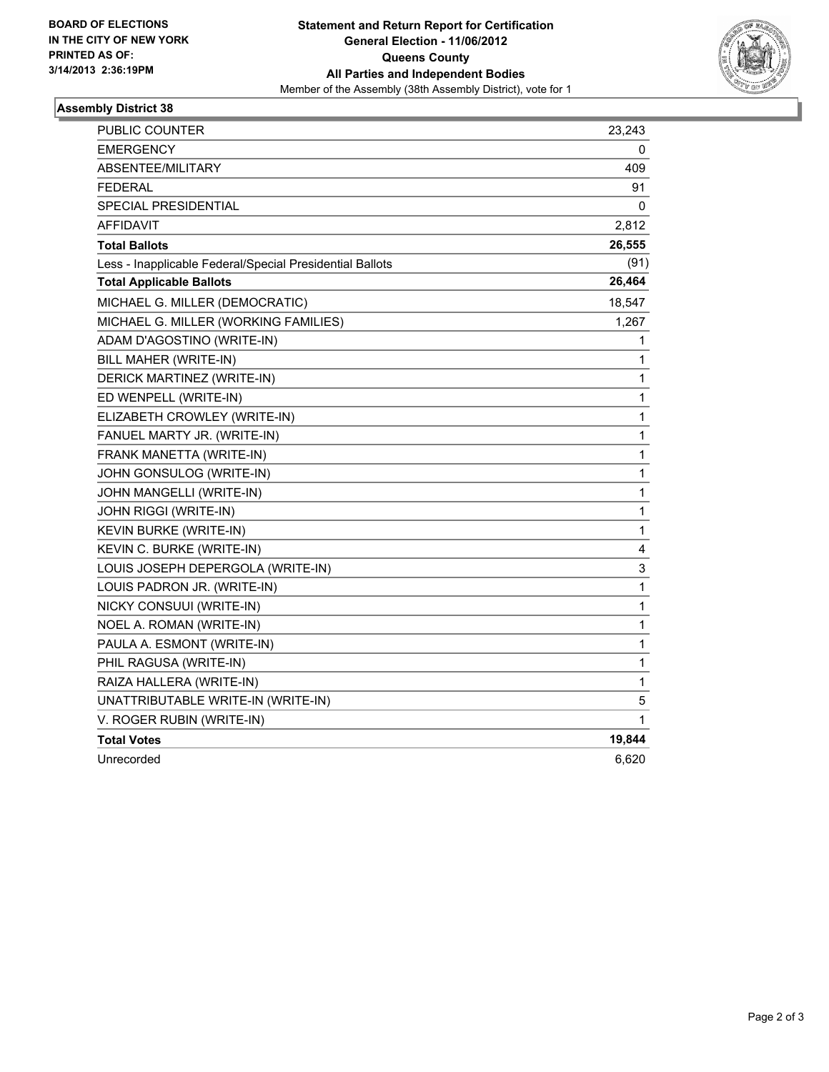**BOARD OF ELECTIONS IN THE CITY OF NEW YORK PRINTED AS OF: 3/14/2013 2:36:19PM**

**Statement and Return Report for Certification**
**General Election - 11/06/2012**
**Queens County**
**All Parties and Independent Bodies**
Member of the Assembly (38th Assembly District), vote for 1

## Assembly District 38

| | |
|---|---|
| PUBLIC COUNTER | 23,243 |
| EMERGENCY | 0 |
| ABSENTEE/MILITARY | 409 |
| FEDERAL | 91 |
| SPECIAL PRESIDENTIAL | 0 |
| AFFIDAVIT | 2,812 |
| **Total Ballots** | **26,555** |
| Less - Inapplicable Federal/Special Presidential Ballots | (91) |
| **Total Applicable Ballots** | **26,464** |
| MICHAEL G. MILLER (DEMOCRATIC) | 18,547 |
| MICHAEL G. MILLER (WORKING FAMILIES) | 1,267 |
| ADAM D'AGOSTINO (WRITE-IN) | 1 |
| BILL MAHER (WRITE-IN) | 1 |
| DERICK MARTINEZ (WRITE-IN) | 1 |
| ED WENPELL (WRITE-IN) | 1 |
| ELIZABETH CROWLEY (WRITE-IN) | 1 |
| FANUEL MARTY JR. (WRITE-IN) | 1 |
| FRANK MANETTA (WRITE-IN) | 1 |
| JOHN GONSULOG (WRITE-IN) | 1 |
| JOHN MANGELLI (WRITE-IN) | 1 |
| JOHN RIGGI (WRITE-IN) | 1 |
| KEVIN BURKE (WRITE-IN) | 1 |
| KEVIN C. BURKE (WRITE-IN) | 4 |
| LOUIS JOSEPH DEPERGOLA (WRITE-IN) | 3 |
| LOUIS PADRON JR. (WRITE-IN) | 1 |
| NICKY CONSUUI (WRITE-IN) | 1 |
| NOEL A. ROMAN (WRITE-IN) | 1 |
| PAULA A. ESMONT (WRITE-IN) | 1 |
| PHIL RAGUSA (WRITE-IN) | 1 |
| RAIZA HALLERA (WRITE-IN) | 1 |
| UNATTRIBUTABLE WRITE-IN (WRITE-IN) | 5 |
| V. ROGER RUBIN (WRITE-IN) | 1 |
| **Total Votes** | **19,844** |
| Unrecorded | 6,620 |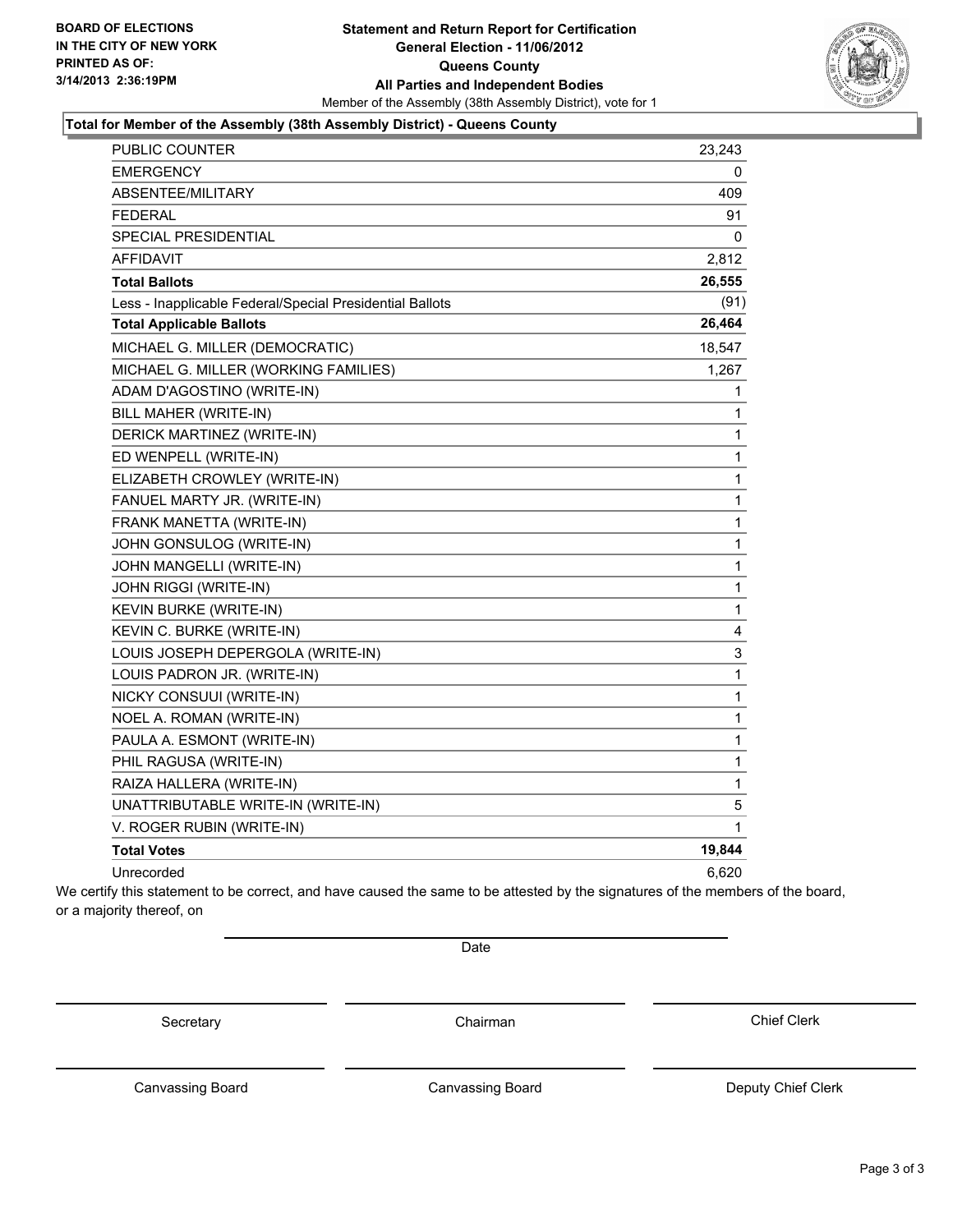**BOARD OF ELECTIONS IN THE CITY OF NEW YORK**
**PRINTED AS OF: 3/14/2013 2:36:19PM**

**Statement and Return Report for Certification**
**General Election - 11/06/2012**
**Queens County**
**All Parties and Independent Bodies**
Member of the Assembly (38th Assembly District), vote for 1

### Total for Member of the Assembly (38th Assembly District) - Queens County

| | |
|---|---|
| PUBLIC COUNTER | 23,243 |
| EMERGENCY | 0 |
| ABSENTEE/MILITARY | 409 |
| FEDERAL | 91 |
| SPECIAL PRESIDENTIAL | 0 |
| AFFIDAVIT | 2,812 |
| **Total Ballots** | **26,555** |
| Less - Inapplicable Federal/Special Presidential Ballots | (91) |
| **Total Applicable Ballots** | **26,464** |
| MICHAEL G. MILLER (DEMOCRATIC) | 18,547 |
| MICHAEL G. MILLER (WORKING FAMILIES) | 1,267 |
| ADAM D'AGOSTINO (WRITE-IN) | 1 |
| BILL MAHER (WRITE-IN) | 1 |
| DERICK MARTINEZ (WRITE-IN) | 1 |
| ED WENPELL (WRITE-IN) | 1 |
| ELIZABETH CROWLEY (WRITE-IN) | 1 |
| FANUEL MARTY JR. (WRITE-IN) | 1 |
| FRANK MANETTA (WRITE-IN) | 1 |
| JOHN GONSULOG (WRITE-IN) | 1 |
| JOHN MANGELLI (WRITE-IN) | 1 |
| JOHN RIGGI (WRITE-IN) | 1 |
| KEVIN BURKE (WRITE-IN) | 1 |
| KEVIN C. BURKE (WRITE-IN) | 4 |
| LOUIS JOSEPH DEPERGOLA (WRITE-IN) | 3 |
| LOUIS PADRON JR. (WRITE-IN) | 1 |
| NICKY CONSUUI (WRITE-IN) | 1 |
| NOEL A. ROMAN (WRITE-IN) | 1 |
| PAULA A. ESMONT (WRITE-IN) | 1 |
| PHIL RAGUSA (WRITE-IN) | 1 |
| RAIZA HALLERA (WRITE-IN) | 1 |
| UNATTRIBUTABLE WRITE-IN (WRITE-IN) | 5 |
| V. ROGER RUBIN (WRITE-IN) | 1 |
| **Total Votes** | **19,844** |
| Unrecorded | 6,620 |

We certify this statement to be correct, and have caused the same to be attested by the signatures of the members of the board, or a majority thereof, on

Date

Secretary | Chairman | Chief Clerk

Canvassing Board | Canvassing Board | Deputy Chief Clerk